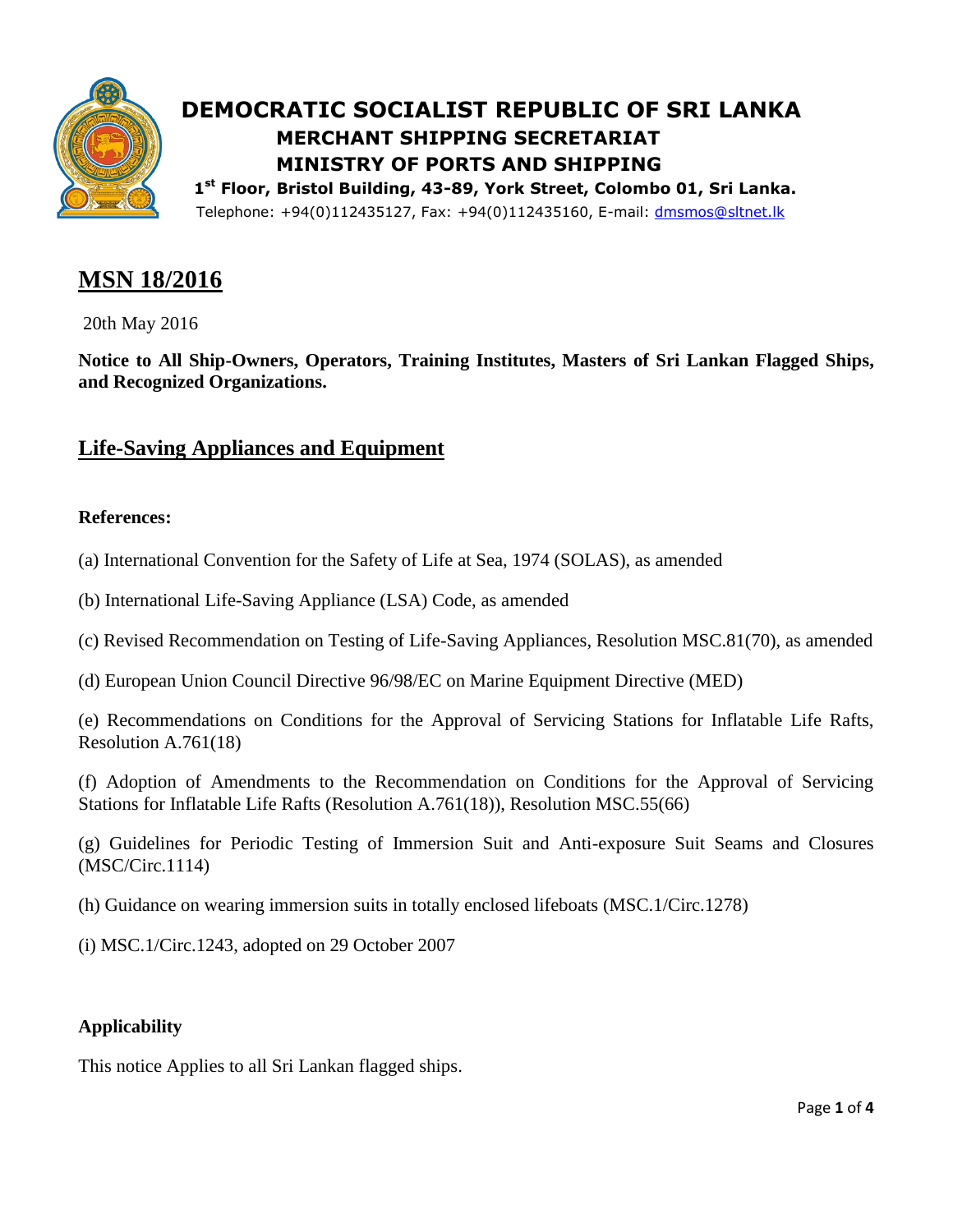# DEMOCRATIC SOCIALIST REPUBLIC OF SRI LANKA
## MERCHANT SHIPPING SECRETARIAT
## MINISTRY OF PORTS AND SHIPPING

**1st Floor, Bristol Building, 43-89, York Street, Colombo 01, Sri Lanka.**
Telephone: +94(0)112435127, Fax: +94(0)112435160, E-mail: dmsmos@sltnet.lk

# MSN 18/2016

20th May 2016

**Notice to All Ship-Owners, Operators, Training Institutes, Masters of Sri Lankan Flagged Ships, and Recognized Organizations.**

## Life-Saving Appliances and Equipment

**References:**

(a) International Convention for the Safety of Life at Sea, 1974 (SOLAS), as amended

(b) International Life-Saving Appliance (LSA) Code, as amended

(c) Revised Recommendation on Testing of Life-Saving Appliances, Resolution MSC.81(70), as amended

(d) European Union Council Directive 96/98/EC on Marine Equipment Directive (MED)

(e) Recommendations on Conditions for the Approval of Servicing Stations for Inflatable Life Rafts, Resolution A.761(18)

(f) Adoption of Amendments to the Recommendation on Conditions for the Approval of Servicing Stations for Inflatable Life Rafts (Resolution A.761(18)), Resolution MSC.55(66)

(g) Guidelines for Periodic Testing of Immersion Suit and Anti-exposure Suit Seams and Closures (MSC/Circ.1114)

(h) Guidance on wearing immersion suits in totally enclosed lifeboats (MSC.1/Circ.1278)

(i) MSC.1/Circ.1243, adopted on 29 October 2007

**Applicability**

This notice Applies to all Sri Lankan flagged ships.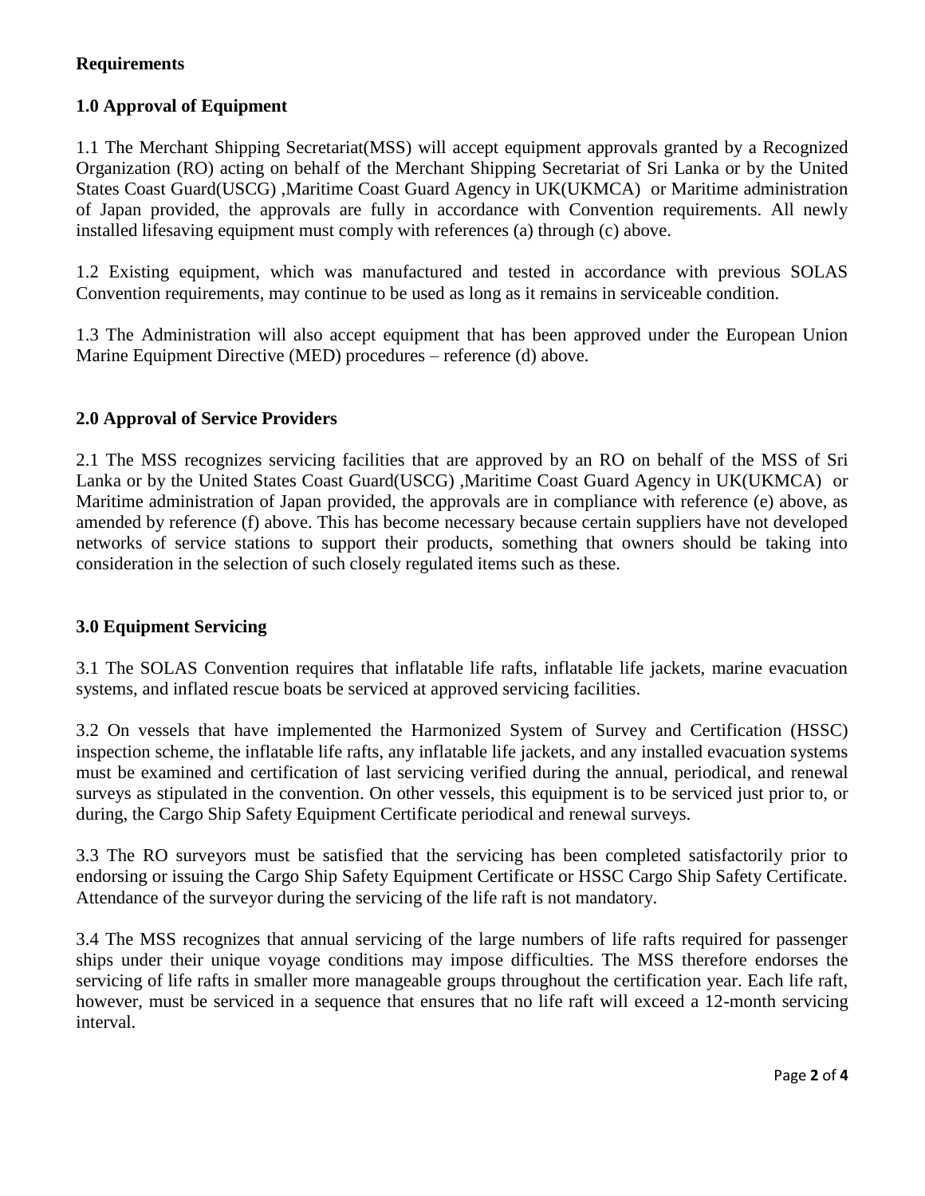## Requirements

### 1.0 Approval of Equipment

1.1 The Merchant Shipping Secretariat(MSS) will accept equipment approvals granted by a Recognized Organization (RO) acting on behalf of the Merchant Shipping Secretariat of Sri Lanka or by the United States Coast Guard(USCG) ,Maritime Coast Guard Agency in UK(UKMCA) or Maritime administration of Japan provided, the approvals are fully in accordance with Convention requirements. All newly installed lifesaving equipment must comply with references (a) through (c) above.

1.2 Existing equipment, which was manufactured and tested in accordance with previous SOLAS Convention requirements, may continue to be used as long as it remains in serviceable condition.

1.3 The Administration will also accept equipment that has been approved under the European Union Marine Equipment Directive (MED) procedures – reference (d) above.

### 2.0 Approval of Service Providers

2.1 The MSS recognizes servicing facilities that are approved by an RO on behalf of the MSS of Sri Lanka or by the United States Coast Guard(USCG) ,Maritime Coast Guard Agency in UK(UKMCA) or Maritime administration of Japan provided, the approvals are in compliance with reference (e) above, as amended by reference (f) above. This has become necessary because certain suppliers have not developed networks of service stations to support their products, something that owners should be taking into consideration in the selection of such closely regulated items such as these.

### 3.0 Equipment Servicing

3.1 The SOLAS Convention requires that inflatable life rafts, inflatable life jackets, marine evacuation systems, and inflated rescue boats be serviced at approved servicing facilities.

3.2 On vessels that have implemented the Harmonized System of Survey and Certification (HSSC) inspection scheme, the inflatable life rafts, any inflatable life jackets, and any installed evacuation systems must be examined and certification of last servicing verified during the annual, periodical, and renewal surveys as stipulated in the convention. On other vessels, this equipment is to be serviced just prior to, or during, the Cargo Ship Safety Equipment Certificate periodical and renewal surveys.

3.3 The RO surveyors must be satisfied that the servicing has been completed satisfactorily prior to endorsing or issuing the Cargo Ship Safety Equipment Certificate or HSSC Cargo Ship Safety Certificate. Attendance of the surveyor during the servicing of the life raft is not mandatory.

3.4 The MSS recognizes that annual servicing of the large numbers of life rafts required for passenger ships under their unique voyage conditions may impose difficulties. The MSS therefore endorses the servicing of life rafts in smaller more manageable groups throughout the certification year. Each life raft, however, must be serviced in a sequence that ensures that no life raft will exceed a 12-month servicing interval.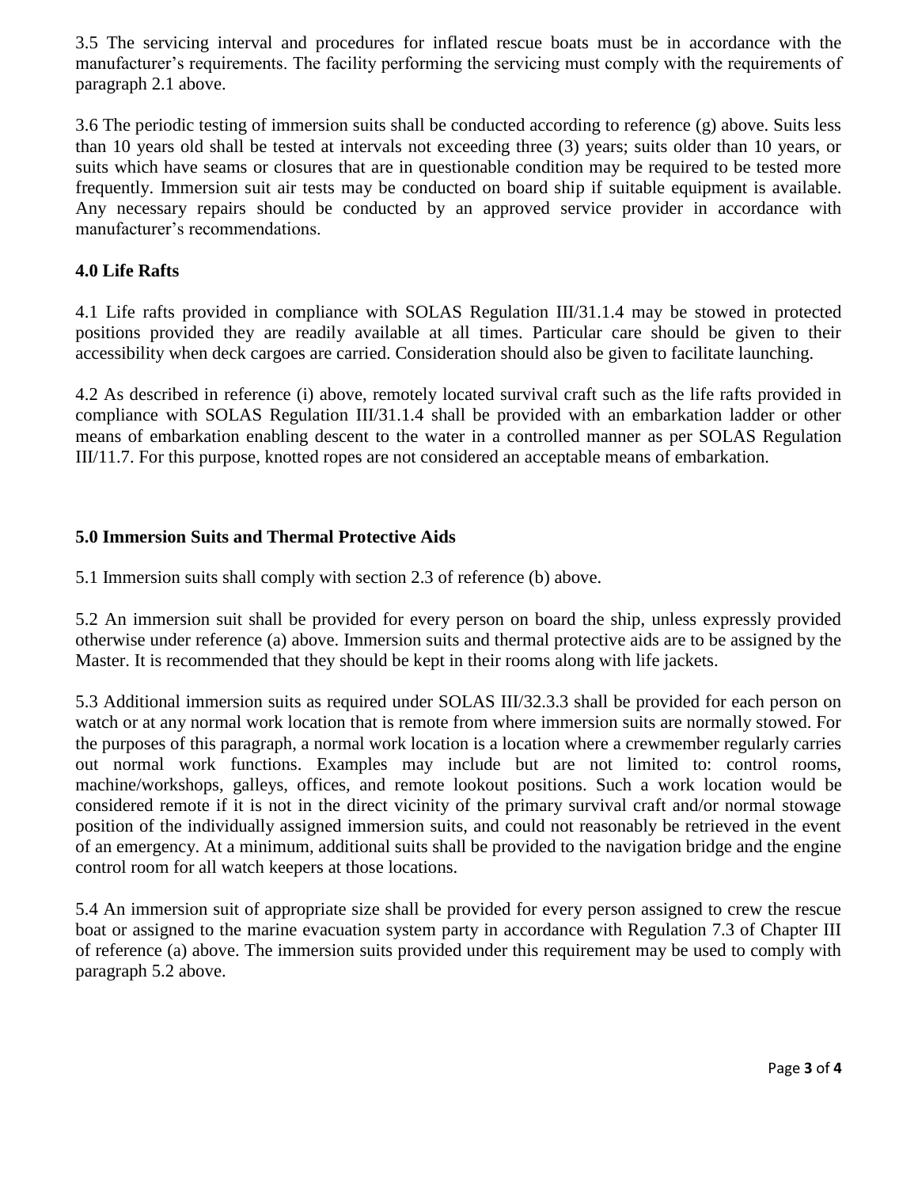3.5 The servicing interval and procedures for inflated rescue boats must be in accordance with the manufacturer's requirements. The facility performing the servicing must comply with the requirements of paragraph 2.1 above.

3.6 The periodic testing of immersion suits shall be conducted according to reference (g) above. Suits less than 10 years old shall be tested at intervals not exceeding three (3) years; suits older than 10 years, or suits which have seams or closures that are in questionable condition may be required to be tested more frequently. Immersion suit air tests may be conducted on board ship if suitable equipment is available. Any necessary repairs should be conducted by an approved service provider in accordance with manufacturer's recommendations.

## 4.0 Life Rafts

4.1 Life rafts provided in compliance with SOLAS Regulation III/31.1.4 may be stowed in protected positions provided they are readily available at all times. Particular care should be given to their accessibility when deck cargoes are carried. Consideration should also be given to facilitate launching.

4.2 As described in reference (i) above, remotely located survival craft such as the life rafts provided in compliance with SOLAS Regulation III/31.1.4 shall be provided with an embarkation ladder or other means of embarkation enabling descent to the water in a controlled manner as per SOLAS Regulation III/11.7. For this purpose, knotted ropes are not considered an acceptable means of embarkation.

## 5.0 Immersion Suits and Thermal Protective Aids

5.1 Immersion suits shall comply with section 2.3 of reference (b) above.

5.2 An immersion suit shall be provided for every person on board the ship, unless expressly provided otherwise under reference (a) above. Immersion suits and thermal protective aids are to be assigned by the Master. It is recommended that they should be kept in their rooms along with life jackets.

5.3 Additional immersion suits as required under SOLAS III/32.3.3 shall be provided for each person on watch or at any normal work location that is remote from where immersion suits are normally stowed. For the purposes of this paragraph, a normal work location is a location where a crewmember regularly carries out normal work functions. Examples may include but are not limited to: control rooms, machine/workshops, galleys, offices, and remote lookout positions. Such a work location would be considered remote if it is not in the direct vicinity of the primary survival craft and/or normal stowage position of the individually assigned immersion suits, and could not reasonably be retrieved in the event of an emergency. At a minimum, additional suits shall be provided to the navigation bridge and the engine control room for all watch keepers at those locations.

5.4 An immersion suit of appropriate size shall be provided for every person assigned to crew the rescue boat or assigned to the marine evacuation system party in accordance with Regulation 7.3 of Chapter III of reference (a) above. The immersion suits provided under this requirement may be used to comply with paragraph 5.2 above.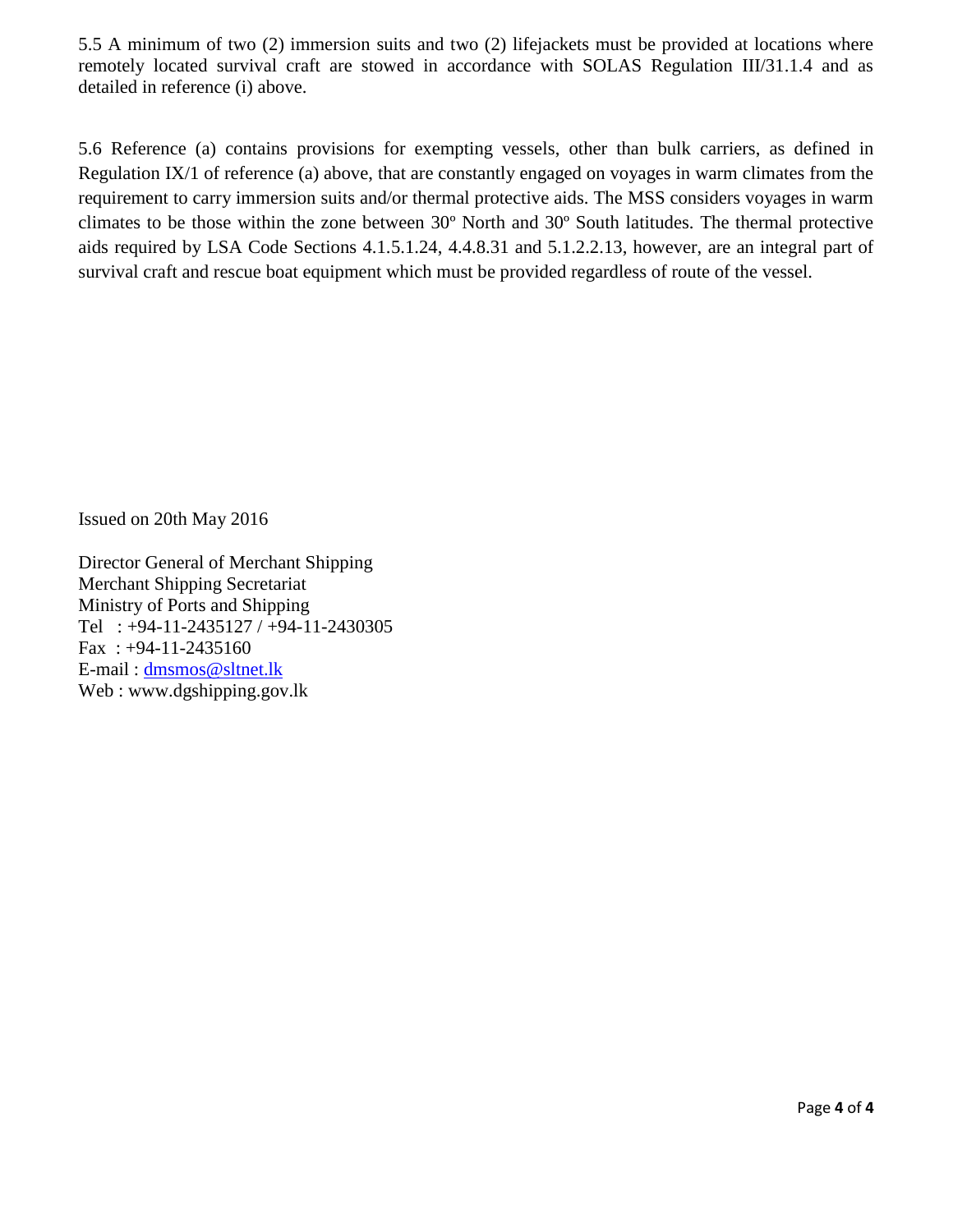5.5 A minimum of two (2) immersion suits and two (2) lifejackets must be provided at locations where remotely located survival craft are stowed in accordance with SOLAS Regulation III/31.1.4 and as detailed in reference (i) above.

5.6 Reference (a) contains provisions for exempting vessels, other than bulk carriers, as defined in Regulation IX/1 of reference (a) above, that are constantly engaged on voyages in warm climates from the requirement to carry immersion suits and/or thermal protective aids. The MSS considers voyages in warm climates to be those within the zone between 30º North and 30º South latitudes. The thermal protective aids required by LSA Code Sections 4.1.5.1.24, 4.4.8.31 and 5.1.2.2.13, however, are an integral part of survival craft and rescue boat equipment which must be provided regardless of route of the vessel.

Issued on 20th May 2016

Director General of Merchant Shipping
Merchant Shipping Secretariat
Ministry of Ports and Shipping
Tel : +94-11-2435127 / +94-11-2430305
Fax : +94-11-2435160
E-mail : dmsmos@sltnet.lk
Web : www.dgshipping.gov.lk